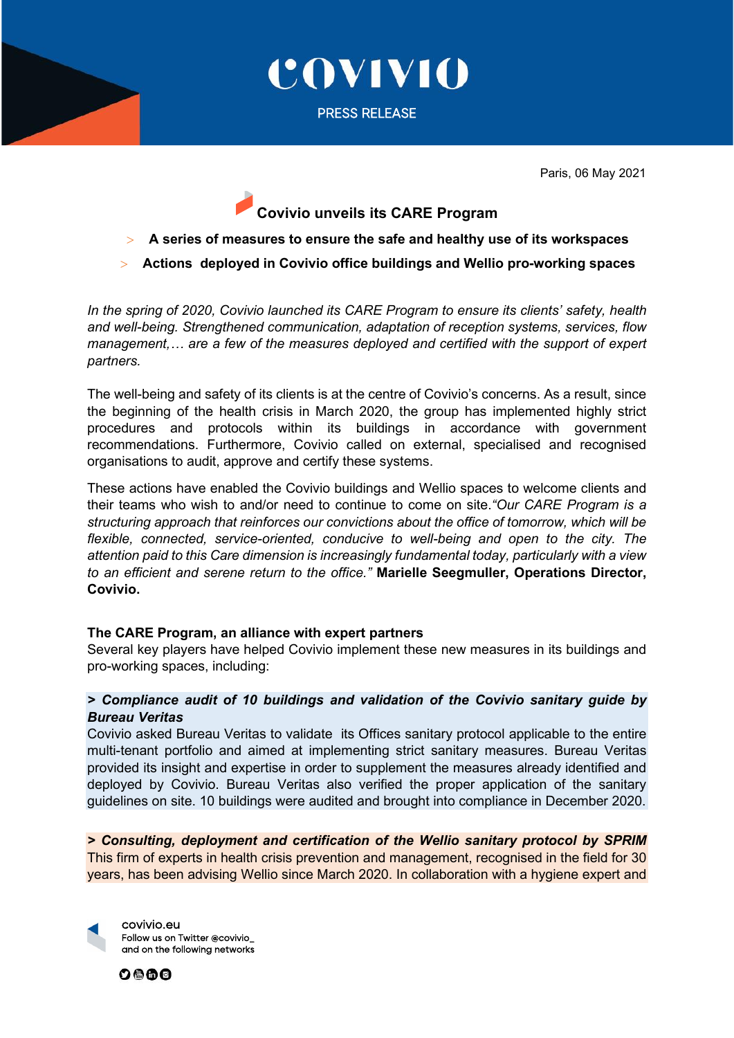# COVIVIO

PRESS RELEASE

Paris, 06 May 2021

## Covivio unveils its CARE Program

> **A series of measures to ensure the safe and healthy use of its workspaces**

> **Actions deployed in Covivio office buildings and Wellio pro-working spaces**

*In the spring of 2020, Covivio launched its CARE Program to ensure its clients' safety, health and well-being. Strengthened communication, adaptation of reception systems, services, flow management,… are a few of the measures deployed and certified with the support of expert partners.*

The well-being and safety of its clients is at the centre of Covivio's concerns. As a result, since the beginning of the health crisis in March 2020, the group has implemented highly strict procedures and protocols within its buildings in accordance with government recommendations. Furthermore, Covivio called on external, specialised and recognised organisations to audit, approve and certify these systems.

These actions have enabled the Covivio buildings and Wellio spaces to welcome clients and their teams who wish to and/or need to continue to come on site.*"Our CARE Program is a structuring approach that reinforces our convictions about the office of tomorrow, which will be flexible, connected, service-oriented, conducive to well-being and open to the city. The attention paid to this Care dimension is increasingly fundamental today, particularly with a view to an efficient and serene return to the office."* **Marielle Seegmuller, Operations Director, Covivio.**

### The CARE Program, an alliance with expert partners

Several key players have helped Covivio implement these new measures in its buildings and pro-working spaces, including:

***> Compliance audit of 10 buildings and validation of the Covivio sanitary guide by Bureau Veritas***

Covivio asked Bureau Veritas to validate its Offices sanitary protocol applicable to the entire multi-tenant portfolio and aimed at implementing strict sanitary measures. Bureau Veritas provided its insight and expertise in order to supplement the measures already identified and deployed by Covivio. Bureau Veritas also verified the proper application of the sanitary guidelines on site. 10 buildings were audited and brought into compliance in December 2020.

***> Consulting, deployment and certification of the Wellio sanitary protocol by SPRIM***

This firm of experts in health crisis prevention and management, recognised in the field for 30 years, has been advising Wellio since March 2020. In collaboration with a hygiene expert and

covivio.eu
Follow us on Twitter @covivio_
and on the following networks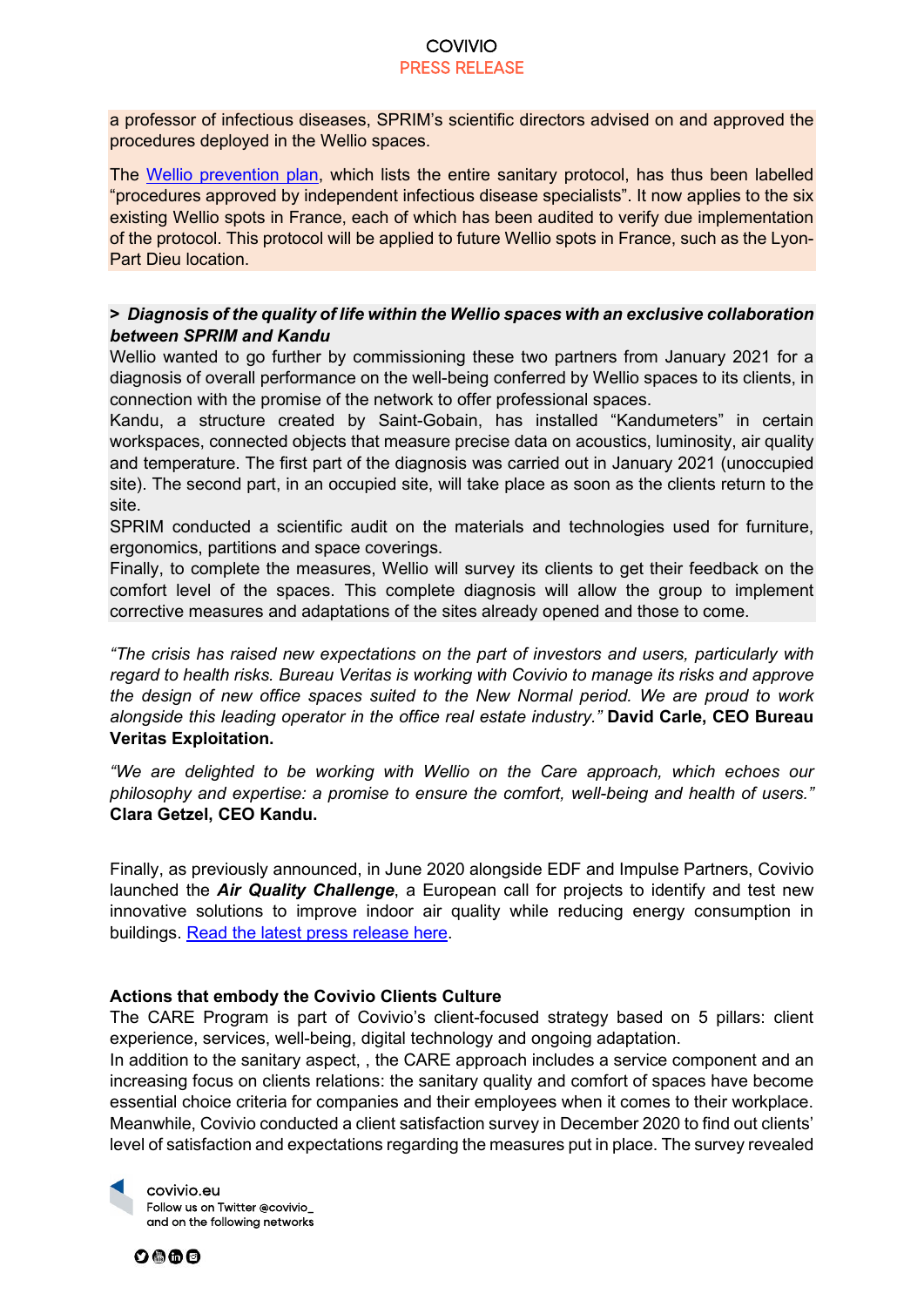a professor of infectious diseases, SPRIM's scientific directors advised on and approved the procedures deployed in the Wellio spaces.

The Wellio prevention plan, which lists the entire sanitary protocol, has thus been labelled "procedures approved by independent infectious disease specialists". It now applies to the six existing Wellio spots in France, each of which has been audited to verify due implementation of the protocol. This protocol will be applied to future Wellio spots in France, such as the Lyon-Part Dieu location.

**> *Diagnosis of the quality of life within the Wellio spaces with an exclusive collaboration between SPRIM and Kandu***

Wellio wanted to go further by commissioning these two partners from January 2021 for a diagnosis of overall performance on the well-being conferred by Wellio spaces to its clients, in connection with the promise of the network to offer professional spaces.

Kandu, a structure created by Saint-Gobain, has installed "Kandumeters" in certain workspaces, connected objects that measure precise data on acoustics, luminosity, air quality and temperature. The first part of the diagnosis was carried out in January 2021 (unoccupied site). The second part, in an occupied site, will take place as soon as the clients return to the site.

SPRIM conducted a scientific audit on the materials and technologies used for furniture, ergonomics, partitions and space coverings.

Finally, to complete the measures, Wellio will survey its clients to get their feedback on the comfort level of the spaces. This complete diagnosis will allow the group to implement corrective measures and adaptations of the sites already opened and those to come.

*"The crisis has raised new expectations on the part of investors and users, particularly with regard to health risks. Bureau Veritas is working with Covivio to manage its risks and approve the design of new office spaces suited to the New Normal period. We are proud to work alongside this leading operator in the office real estate industry."* **David Carle, CEO Bureau Veritas Exploitation.**

*"We are delighted to be working with Wellio on the Care approach, which echoes our philosophy and expertise: a promise to ensure the comfort, well-being and health of users."* **Clara Getzel, CEO Kandu.**

Finally, as previously announced, in June 2020 alongside EDF and Impulse Partners, Covivio launched the ***Air Quality Challenge***, a European call for projects to identify and test new innovative solutions to improve indoor air quality while reducing energy consumption in buildings. Read the latest press release here.

**Actions that embody the Covivio Clients Culture**

The CARE Program is part of Covivio's client-focused strategy based on 5 pillars: client experience, services, well-being, digital technology and ongoing adaptation.

In addition to the sanitary aspect, , the CARE approach includes a service component and an increasing focus on clients relations: the sanitary quality and comfort of spaces have become essential choice criteria for companies and their employees when it comes to their workplace. Meanwhile, Covivio conducted a client satisfaction survey in December 2020 to find out clients' level of satisfaction and expectations regarding the measures put in place. The survey revealed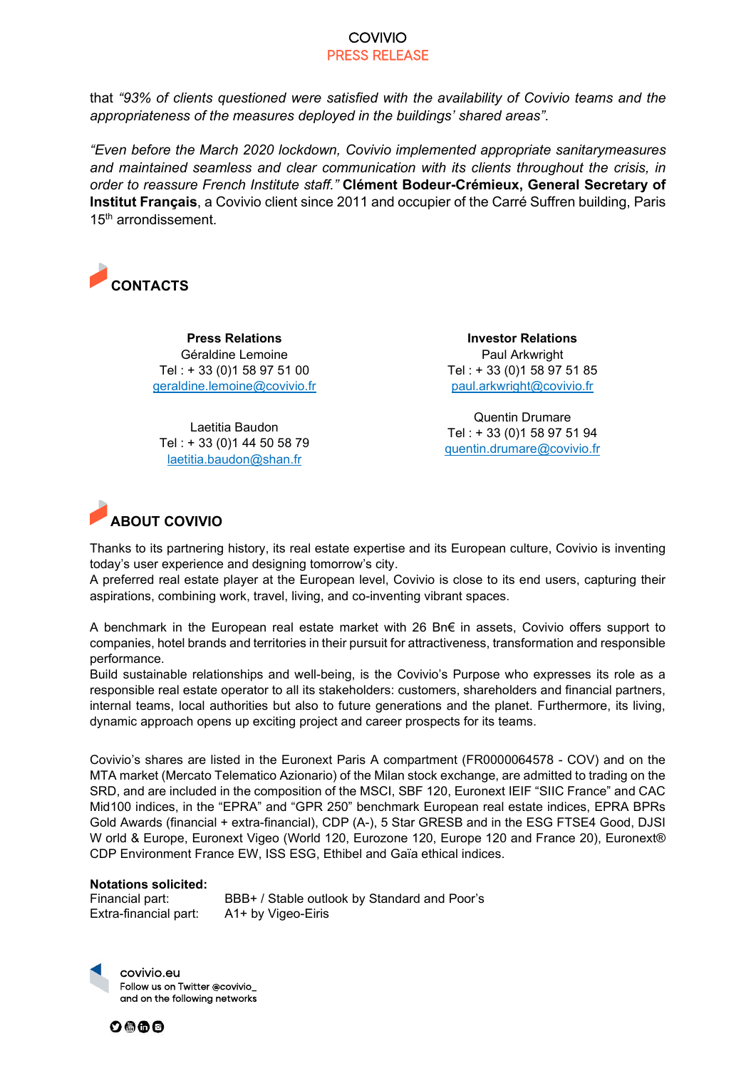that *"93% of clients questioned were satisfied with the availability of Covivio teams and the appropriateness of the measures deployed in the buildings' shared areas"*.

*"Even before the March 2020 lockdown, Covivio implemented appropriate sanitarymeasures and maintained seamless and clear communication with its clients throughout the crisis, in order to reassure French Institute staff."* **Clément Bodeur-Crémieux, General Secretary of Institut Français**, a Covivio client since 2011 and occupier of the Carré Suffren building, Paris 15th arrondissement.

## CONTACTS

**Press Relations**
Géraldine Lemoine
Tel : + 33 (0)1 58 97 51 00
geraldine.lemoine@covivio.fr

Laetitia Baudon
Tel : + 33 (0)1 44 50 58 79
laetitia.baudon@shan.fr

**Investor Relations**
Paul Arkwright
Tel : + 33 (0)1 58 97 51 85
paul.arkwright@covivio.fr

Quentin Drumare
Tel : + 33 (0)1 58 97 51 94
quentin.drumare@covivio.fr

## ABOUT COVIVIO

Thanks to its partnering history, its real estate expertise and its European culture, Covivio is inventing today's user experience and designing tomorrow's city.
A preferred real estate player at the European level, Covivio is close to its end users, capturing their aspirations, combining work, travel, living, and co-inventing vibrant spaces.

A benchmark in the European real estate market with 26 Bn€ in assets, Covivio offers support to companies, hotel brands and territories in their pursuit for attractiveness, transformation and responsible performance.
Build sustainable relationships and well-being, is the Covivio's Purpose who expresses its role as a responsible real estate operator to all its stakeholders: customers, shareholders and financial partners, internal teams, local authorities but also to future generations and the planet. Furthermore, its living, dynamic approach opens up exciting project and career prospects for its teams.

Covivio's shares are listed in the Euronext Paris A compartment (FR0000064578 - COV) and on the MTA market (Mercato Telematico Azionario) of the Milan stock exchange, are admitted to trading on the SRD, and are included in the composition of the MSCI, SBF 120, Euronext IEIF "SIIC France" and CAC Mid100 indices, in the "EPRA" and "GPR 250" benchmark European real estate indices, EPRA BPRs Gold Awards (financial + extra-financial), CDP (A-), 5 Star GRESB and in the ESG FTSE4 Good, DJSI W orld & Europe, Euronext Vigeo (World 120, Eurozone 120, Europe 120 and France 20), Euronext® CDP Environment France EW, ISS ESG, Ethibel and Gaïa ethical indices.

**Notations solicited:**
Financial part: BBB+ / Stable outlook by Standard and Poor's
Extra-financial part: A1+ by Vigeo-Eiris

covivio.eu
Follow us on Twitter @covivio_
and on the following networks